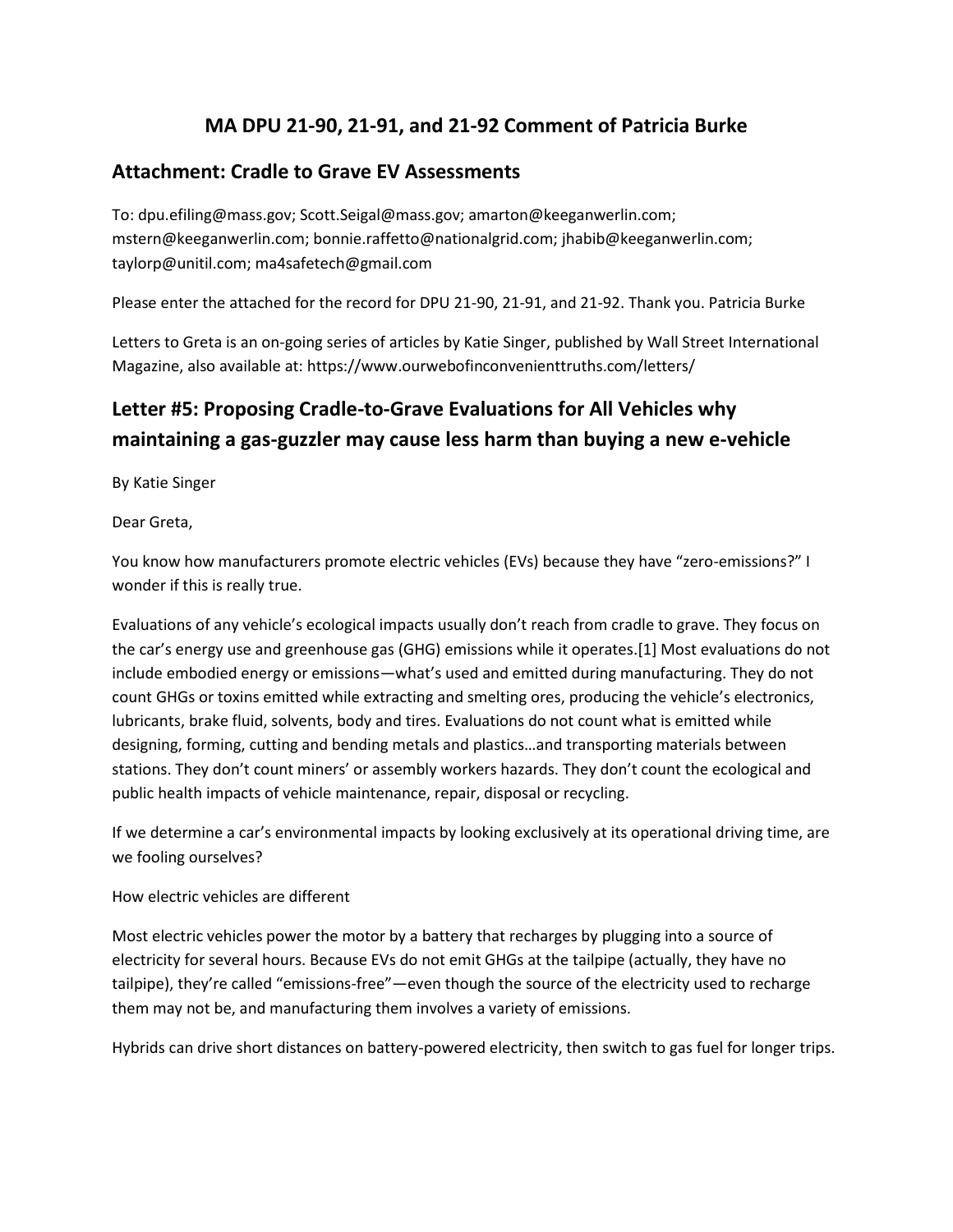# MA DPU 21-90, 21-91, and 21-92 Comment of Patricia Burke

## Attachment: Cradle to Grave EV Assessments

To: dpu.efiling@mass.gov; Scott.Seigal@mass.gov; amarton@keeganwerlin.com; mstern@keeganwerlin.com; bonnie.raffetto@nationalgrid.com; jhabib@keeganwerlin.com; taylorp@unitil.com; ma4safetech@gmail.com

Please enter the attached for the record for DPU 21-90, 21-91, and 21-92. Thank you. Patricia Burke

Letters to Greta is an on-going series of articles by Katie Singer, published by Wall Street International Magazine, also available at: https://www.ourwebofinconvenienttruths.com/letters/

## Letter #5: Proposing Cradle-to-Grave Evaluations for All Vehicles why maintaining a gas-guzzler may cause less harm than buying a new e-vehicle

By Katie Singer

Dear Greta,

You know how manufacturers promote electric vehicles (EVs) because they have "zero-emissions?" I wonder if this is really true.

Evaluations of any vehicle's ecological impacts usually don't reach from cradle to grave. They focus on the car's energy use and greenhouse gas (GHG) emissions while it operates.[1] Most evaluations do not include embodied energy or emissions—what's used and emitted during manufacturing. They do not count GHGs or toxins emitted while extracting and smelting ores, producing the vehicle's electronics, lubricants, brake fluid, solvents, body and tires. Evaluations do not count what is emitted while designing, forming, cutting and bending metals and plastics…and transporting materials between stations. They don't count miners' or assembly workers hazards. They don't count the ecological and public health impacts of vehicle maintenance, repair, disposal or recycling.

If we determine a car's environmental impacts by looking exclusively at its operational driving time, are we fooling ourselves?

How electric vehicles are different

Most electric vehicles power the motor by a battery that recharges by plugging into a source of electricity for several hours. Because EVs do not emit GHGs at the tailpipe (actually, they have no tailpipe), they're called "emissions-free"—even though the source of the electricity used to recharge them may not be, and manufacturing them involves a variety of emissions.

Hybrids can drive short distances on battery-powered electricity, then switch to gas fuel for longer trips.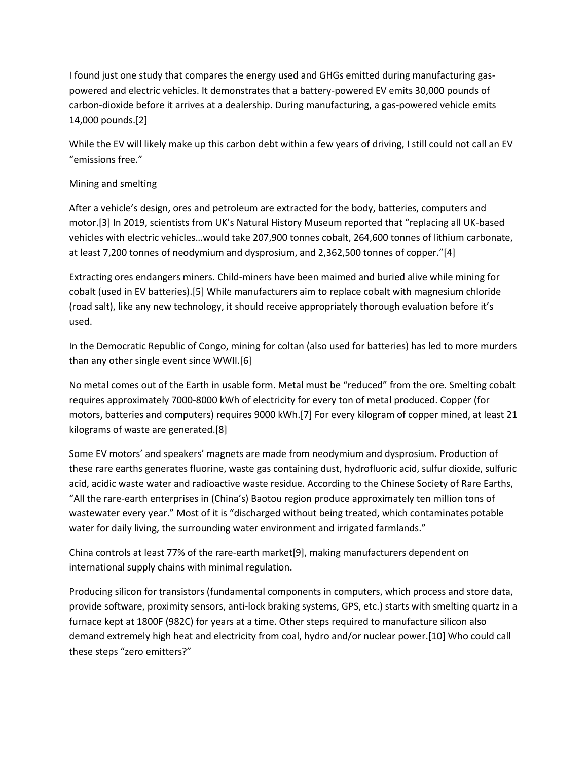I found just one study that compares the energy used and GHGs emitted during manufacturing gas-powered and electric vehicles. It demonstrates that a battery-powered EV emits 30,000 pounds of carbon-dioxide before it arrives at a dealership. During manufacturing, a gas-powered vehicle emits 14,000 pounds.[2]

While the EV will likely make up this carbon debt within a few years of driving, I still could not call an EV "emissions free."

## Mining and smelting

After a vehicle's design, ores and petroleum are extracted for the body, batteries, computers and motor.[3] In 2019, scientists from UK's Natural History Museum reported that "replacing all UK-based vehicles with electric vehicles…would take 207,900 tonnes cobalt, 264,600 tonnes of lithium carbonate, at least 7,200 tonnes of neodymium and dysprosium, and 2,362,500 tonnes of copper."[4]

Extracting ores endangers miners. Child-miners have been maimed and buried alive while mining for cobalt (used in EV batteries).[5] While manufacturers aim to replace cobalt with magnesium chloride (road salt), like any new technology, it should receive appropriately thorough evaluation before it's used.

In the Democratic Republic of Congo, mining for coltan (also used for batteries) has led to more murders than any other single event since WWII.[6]

No metal comes out of the Earth in usable form. Metal must be "reduced" from the ore. Smelting cobalt requires approximately 7000-8000 kWh of electricity for every ton of metal produced. Copper (for motors, batteries and computers) requires 9000 kWh.[7] For every kilogram of copper mined, at least 21 kilograms of waste are generated.[8]

Some EV motors' and speakers' magnets are made from neodymium and dysprosium. Production of these rare earths generates fluorine, waste gas containing dust, hydrofluoric acid, sulfur dioxide, sulfuric acid, acidic waste water and radioactive waste residue. According to the Chinese Society of Rare Earths, "All the rare-earth enterprises in (China's) Baotou region produce approximately ten million tons of wastewater every year." Most of it is "discharged without being treated, which contaminates potable water for daily living, the surrounding water environment and irrigated farmlands."

China controls at least 77% of the rare-earth market[9], making manufacturers dependent on international supply chains with minimal regulation.

Producing silicon for transistors (fundamental components in computers, which process and store data, provide software, proximity sensors, anti-lock braking systems, GPS, etc.) starts with smelting quartz in a furnace kept at 1800F (982C) for years at a time. Other steps required to manufacture silicon also demand extremely high heat and electricity from coal, hydro and/or nuclear power.[10] Who could call these steps "zero emitters?"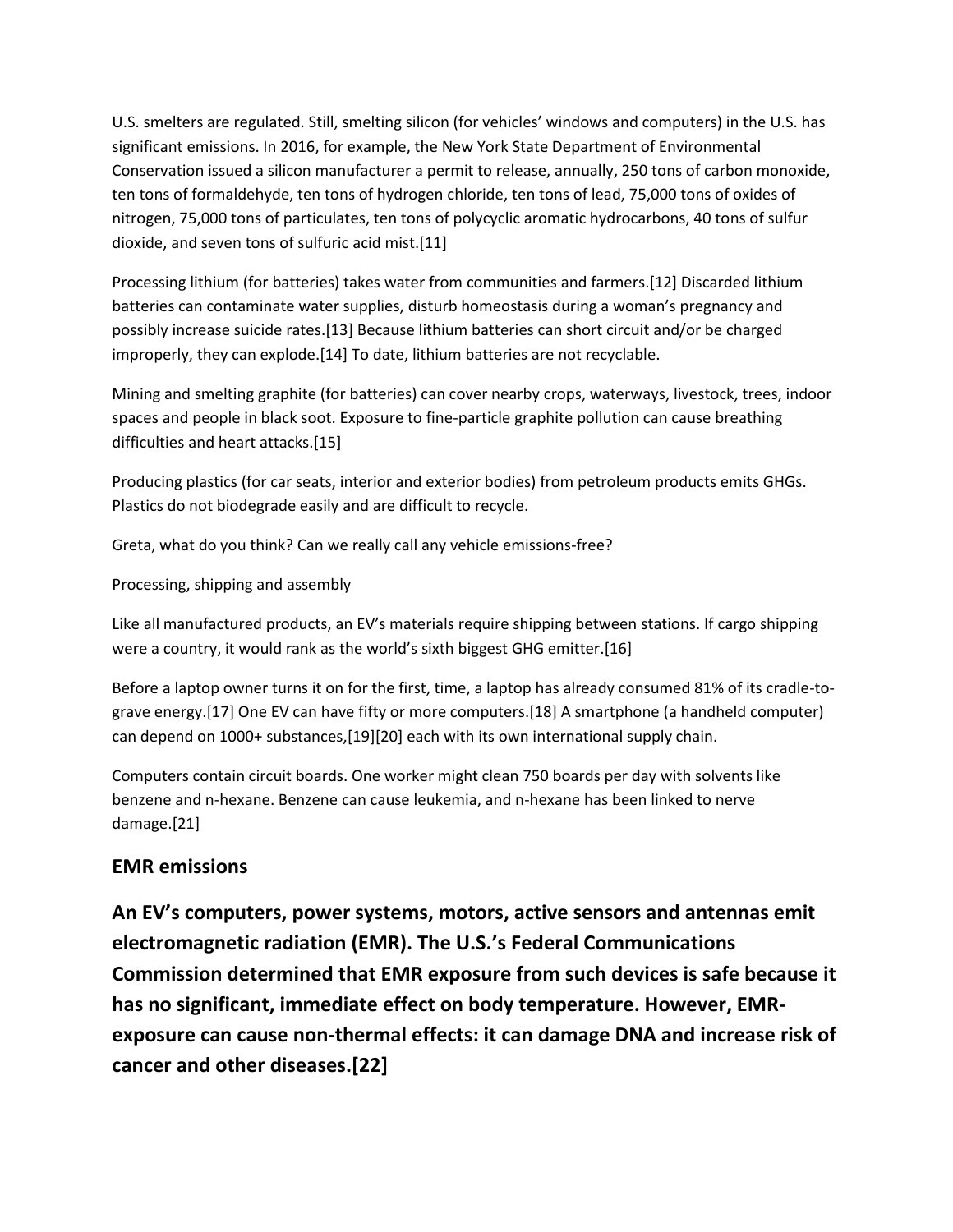U.S. smelters are regulated. Still, smelting silicon (for vehicles' windows and computers) in the U.S. has significant emissions. In 2016, for example, the New York State Department of Environmental Conservation issued a silicon manufacturer a permit to release, annually, 250 tons of carbon monoxide, ten tons of formaldehyde, ten tons of hydrogen chloride, ten tons of lead, 75,000 tons of oxides of nitrogen, 75,000 tons of particulates, ten tons of polycyclic aromatic hydrocarbons, 40 tons of sulfur dioxide, and seven tons of sulfuric acid mist.[11]

Processing lithium (for batteries) takes water from communities and farmers.[12] Discarded lithium batteries can contaminate water supplies, disturb homeostasis during a woman's pregnancy and possibly increase suicide rates.[13] Because lithium batteries can short circuit and/or be charged improperly, they can explode.[14] To date, lithium batteries are not recyclable.

Mining and smelting graphite (for batteries) can cover nearby crops, waterways, livestock, trees, indoor spaces and people in black soot. Exposure to fine-particle graphite pollution can cause breathing difficulties and heart attacks.[15]

Producing plastics (for car seats, interior and exterior bodies) from petroleum products emits GHGs. Plastics do not biodegrade easily and are difficult to recycle.

Greta, what do you think? Can we really call any vehicle emissions-free?

Processing, shipping and assembly

Like all manufactured products, an EV's materials require shipping between stations. If cargo shipping were a country, it would rank as the world's sixth biggest GHG emitter.[16]

Before a laptop owner turns it on for the first, time, a laptop has already consumed 81% of its cradle-to-grave energy.[17] One EV can have fifty or more computers.[18] A smartphone (a handheld computer) can depend on 1000+ substances,[19][20] each with its own international supply chain.

Computers contain circuit boards. One worker might clean 750 boards per day with solvents like benzene and n-hexane. Benzene can cause leukemia, and n-hexane has been linked to nerve damage.[21]

## EMR emissions

**An EV's computers, power systems, motors, active sensors and antennas emit electromagnetic radiation (EMR). The U.S.'s Federal Communications Commission determined that EMR exposure from such devices is safe because it has no significant, immediate effect on body temperature. However, EMR-exposure can cause non-thermal effects: it can damage DNA and increase risk of cancer and other diseases.[22]**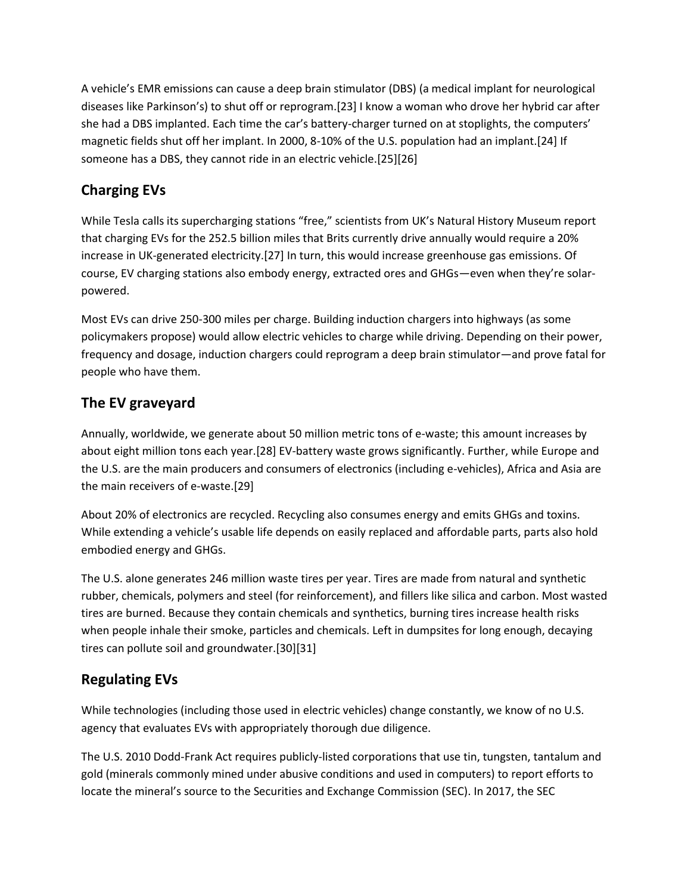A vehicle's EMR emissions can cause a deep brain stimulator (DBS) (a medical implant for neurological diseases like Parkinson's) to shut off or reprogram.[23] I know a woman who drove her hybrid car after she had a DBS implanted. Each time the car's battery-charger turned on at stoplights, the computers' magnetic fields shut off her implant. In 2000, 8-10% of the U.S. population had an implant.[24] If someone has a DBS, they cannot ride in an electric vehicle.[25][26]

## Charging EVs

While Tesla calls its supercharging stations "free," scientists from UK's Natural History Museum report that charging EVs for the 252.5 billion miles that Brits currently drive annually would require a 20% increase in UK-generated electricity.[27] In turn, this would increase greenhouse gas emissions. Of course, EV charging stations also embody energy, extracted ores and GHGs—even when they're solar-powered.

Most EVs can drive 250-300 miles per charge. Building induction chargers into highways (as some policymakers propose) would allow electric vehicles to charge while driving. Depending on their power, frequency and dosage, induction chargers could reprogram a deep brain stimulator—and prove fatal for people who have them.

## The EV graveyard

Annually, worldwide, we generate about 50 million metric tons of e-waste; this amount increases by about eight million tons each year.[28] EV-battery waste grows significantly. Further, while Europe and the U.S. are the main producers and consumers of electronics (including e-vehicles), Africa and Asia are the main receivers of e-waste.[29]

About 20% of electronics are recycled. Recycling also consumes energy and emits GHGs and toxins. While extending a vehicle's usable life depends on easily replaced and affordable parts, parts also hold embodied energy and GHGs.

The U.S. alone generates 246 million waste tires per year. Tires are made from natural and synthetic rubber, chemicals, polymers and steel (for reinforcement), and fillers like silica and carbon. Most wasted tires are burned. Because they contain chemicals and synthetics, burning tires increase health risks when people inhale their smoke, particles and chemicals. Left in dumpsites for long enough, decaying tires can pollute soil and groundwater.[30][31]

## Regulating EVs

While technologies (including those used in electric vehicles) change constantly, we know of no U.S. agency that evaluates EVs with appropriately thorough due diligence.

The U.S. 2010 Dodd-Frank Act requires publicly-listed corporations that use tin, tungsten, tantalum and gold (minerals commonly mined under abusive conditions and used in computers) to report efforts to locate the mineral's source to the Securities and Exchange Commission (SEC). In 2017, the SEC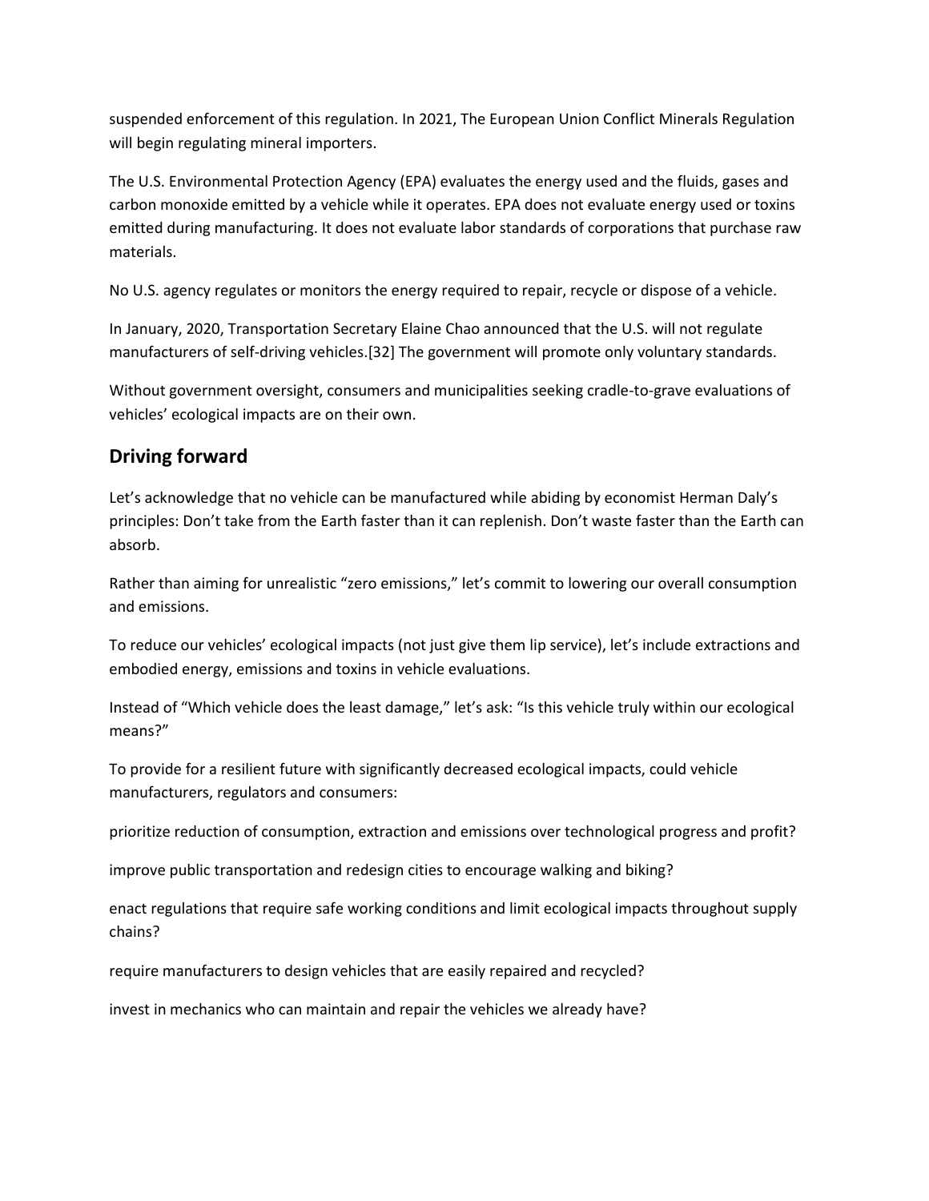suspended enforcement of this regulation. In 2021, The European Union Conflict Minerals Regulation will begin regulating mineral importers.

The U.S. Environmental Protection Agency (EPA) evaluates the energy used and the fluids, gases and carbon monoxide emitted by a vehicle while it operates. EPA does not evaluate energy used or toxins emitted during manufacturing. It does not evaluate labor standards of corporations that purchase raw materials.

No U.S. agency regulates or monitors the energy required to repair, recycle or dispose of a vehicle.

In January, 2020, Transportation Secretary Elaine Chao announced that the U.S. will not regulate manufacturers of self-driving vehicles.[32] The government will promote only voluntary standards.

Without government oversight, consumers and municipalities seeking cradle-to-grave evaluations of vehicles' ecological impacts are on their own.

## Driving forward

Let's acknowledge that no vehicle can be manufactured while abiding by economist Herman Daly's principles: Don't take from the Earth faster than it can replenish. Don't waste faster than the Earth can absorb.

Rather than aiming for unrealistic "zero emissions," let's commit to lowering our overall consumption and emissions.

To reduce our vehicles' ecological impacts (not just give them lip service), let's include extractions and embodied energy, emissions and toxins in vehicle evaluations.

Instead of "Which vehicle does the least damage," let's ask: "Is this vehicle truly within our ecological means?"

To provide for a resilient future with significantly decreased ecological impacts, could vehicle manufacturers, regulators and consumers:

prioritize reduction of consumption, extraction and emissions over technological progress and profit?

improve public transportation and redesign cities to encourage walking and biking?

enact regulations that require safe working conditions and limit ecological impacts throughout supply chains?

require manufacturers to design vehicles that are easily repaired and recycled?

invest in mechanics who can maintain and repair the vehicles we already have?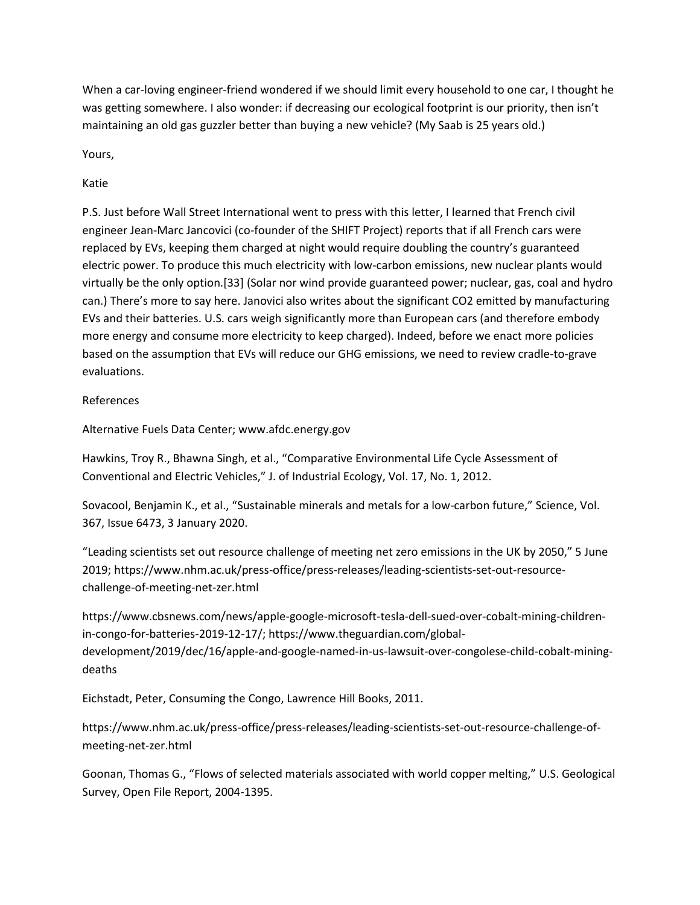When a car-loving engineer-friend wondered if we should limit every household to one car, I thought he was getting somewhere. I also wonder: if decreasing our ecological footprint is our priority, then isn't maintaining an old gas guzzler better than buying a new vehicle? (My Saab is 25 years old.)

Yours,

Katie

P.S. Just before Wall Street International went to press with this letter, I learned that French civil engineer Jean-Marc Jancovici (co-founder of the SHIFT Project) reports that if all French cars were replaced by EVs, keeping them charged at night would require doubling the country's guaranteed electric power. To produce this much electricity with low-carbon emissions, new nuclear plants would virtually be the only option.[33] (Solar nor wind provide guaranteed power; nuclear, gas, coal and hydro can.) There's more to say here. Janovici also writes about the significant $CO_2$ emitted by manufacturing EVs and their batteries. U.S. cars weigh significantly more than European cars (and therefore embody more energy and consume more electricity to keep charged). Indeed, before we enact more policies based on the assumption that EVs will reduce our GHG emissions, we need to review cradle-to-grave evaluations.

References

Alternative Fuels Data Center; www.afdc.energy.gov

Hawkins, Troy R., Bhawna Singh, et al., "Comparative Environmental Life Cycle Assessment of Conventional and Electric Vehicles," J. of Industrial Ecology, Vol. 17, No. 1, 2012.

Sovacool, Benjamin K., et al., "Sustainable minerals and metals for a low-carbon future," Science, Vol. 367, Issue 6473, 3 January 2020.

"Leading scientists set out resource challenge of meeting net zero emissions in the UK by 2050," 5 June 2019; https://www.nhm.ac.uk/press-office/press-releases/leading-scientists-set-out-resource-challenge-of-meeting-net-zer.html

https://www.cbsnews.com/news/apple-google-microsoft-tesla-dell-sued-over-cobalt-mining-children-in-congo-for-batteries-2019-12-17/; https://www.theguardian.com/global-development/2019/dec/16/apple-and-google-named-in-us-lawsuit-over-congolese-child-cobalt-mining-deaths

Eichstadt, Peter, Consuming the Congo, Lawrence Hill Books, 2011.

https://www.nhm.ac.uk/press-office/press-releases/leading-scientists-set-out-resource-challenge-of-meeting-net-zer.html

Goonan, Thomas G., "Flows of selected materials associated with world copper melting," U.S. Geological Survey, Open File Report, 2004-1395.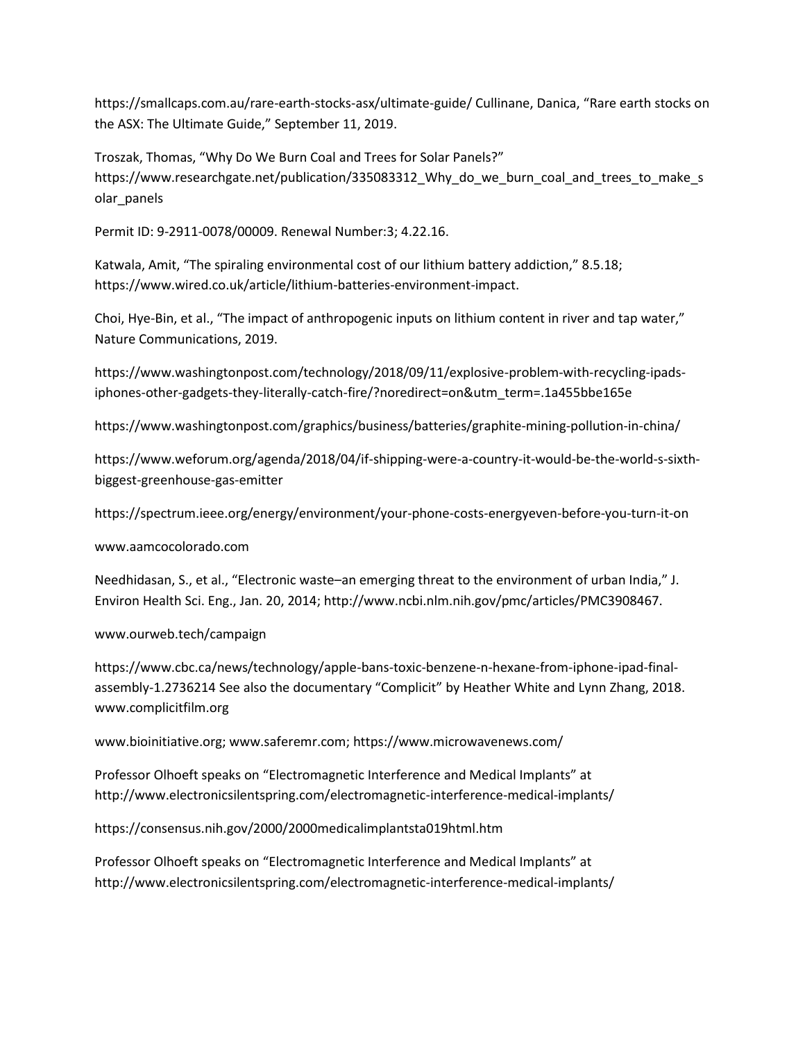https://smallcaps.com.au/rare-earth-stocks-asx/ultimate-guide/ Cullinane, Danica, “Rare earth stocks on the ASX: The Ultimate Guide,” September 11, 2019.

Troszak, Thomas, “Why Do We Burn Coal and Trees for Solar Panels?” https://www.researchgate.net/publication/335083312_Why_do_we_burn_coal_and_trees_to_make_solar_panels

Permit ID: 9-2911-0078/00009. Renewal Number:3; 4.22.16.

Katwala, Amit, “The spiraling environmental cost of our lithium battery addiction,” 8.5.18; https://www.wired.co.uk/article/lithium-batteries-environment-impact.

Choi, Hye-Bin, et al., “The impact of anthropogenic inputs on lithium content in river and tap water,” Nature Communications, 2019.

https://www.washingtonpost.com/technology/2018/09/11/explosive-problem-with-recycling-ipads-iphones-other-gadgets-they-literally-catch-fire/?noredirect=on&utm_term=.1a455bbe165e

https://www.washingtonpost.com/graphics/business/batteries/graphite-mining-pollution-in-china/

https://www.weforum.org/agenda/2018/04/if-shipping-were-a-country-it-would-be-the-world-s-sixth-biggest-greenhouse-gas-emitter

https://spectrum.ieee.org/energy/environment/your-phone-costs-energyeven-before-you-turn-it-on

www.aamcocolorado.com

Needhidasan, S., et al., “Electronic waste–an emerging threat to the environment of urban India,” J. Environ Health Sci. Eng., Jan. 20, 2014; http://www.ncbi.nlm.nih.gov/pmc/articles/PMC3908467.

www.ourweb.tech/campaign

https://www.cbc.ca/news/technology/apple-bans-toxic-benzene-n-hexane-from-iphone-ipad-final-assembly-1.2736214 See also the documentary “Complicit” by Heather White and Lynn Zhang, 2018. www.complicitfilm.org

www.bioinitiative.org; www.saferemr.com; https://www.microwavenews.com/

Professor Olhoeft speaks on “Electromagnetic Interference and Medical Implants” at http://www.electronicsilentspring.com/electromagnetic-interference-medical-implants/

https://consensus.nih.gov/2000/2000medicalimplantsta019html.htm

Professor Olhoeft speaks on “Electromagnetic Interference and Medical Implants” at http://www.electronicsilentspring.com/electromagnetic-interference-medical-implants/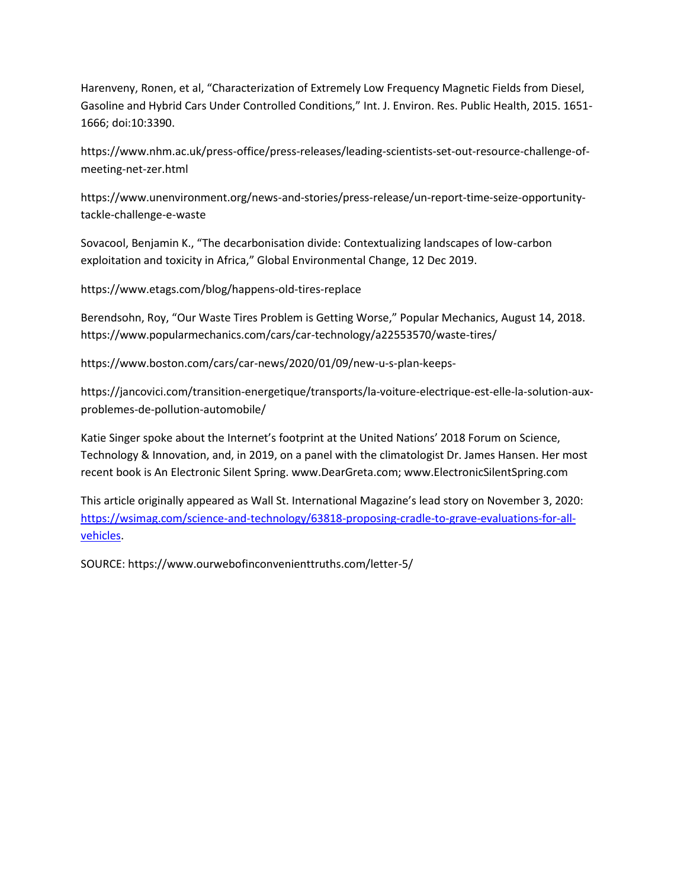Harenveny, Ronen, et al, "Characterization of Extremely Low Frequency Magnetic Fields from Diesel, Gasoline and Hybrid Cars Under Controlled Conditions," Int. J. Environ. Res. Public Health, 2015. 1651-1666; doi:10:3390.

https://www.nhm.ac.uk/press-office/press-releases/leading-scientists-set-out-resource-challenge-of-meeting-net-zer.html

https://www.unenvironment.org/news-and-stories/press-release/un-report-time-seize-opportunity-tackle-challenge-e-waste

Sovacool, Benjamin K., "The decarbonisation divide: Contextualizing landscapes of low-carbon exploitation and toxicity in Africa," Global Environmental Change, 12 Dec 2019.

https://www.etags.com/blog/happens-old-tires-replace

Berendsohn, Roy, "Our Waste Tires Problem is Getting Worse," Popular Mechanics, August 14, 2018. https://www.popularmechanics.com/cars/car-technology/a22553570/waste-tires/

https://www.boston.com/cars/car-news/2020/01/09/new-u-s-plan-keeps-

https://jancovici.com/transition-energetique/transports/la-voiture-electrique-est-elle-la-solution-aux-problemes-de-pollution-automobile/

Katie Singer spoke about the Internet's footprint at the United Nations' 2018 Forum on Science, Technology & Innovation, and, in 2019, on a panel with the climatologist Dr. James Hansen. Her most recent book is An Electronic Silent Spring. www.DearGreta.com; www.ElectronicSilentSpring.com

This article originally appeared as Wall St. International Magazine's lead story on November 3, 2020: [https://wsimag.com/science-and-technology/63818-proposing-cradle-to-grave-evaluations-for-all-vehicles](https://wsimag.com/science-and-technology/63818-proposing-cradle-to-grave-evaluations-for-all-vehicles).

SOURCE: https://www.ourwebofinconvenienttruths.com/letter-5/